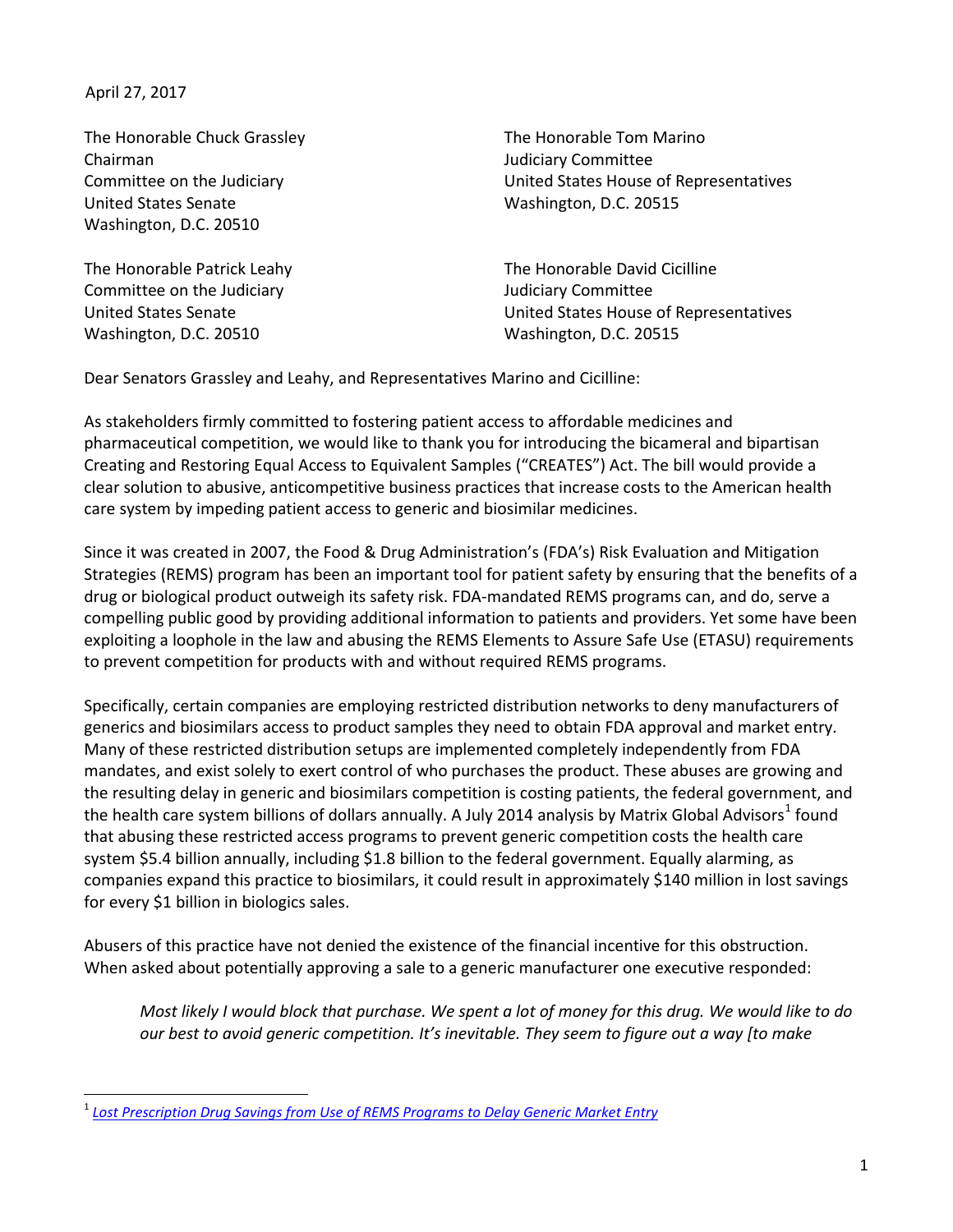April 27, 2017

The Honorable Chuck Grassley
Chairman
Committee on the Judiciary
United States Senate
Washington, D.C. 20510

The Honorable Tom Marino
Judiciary Committee
United States House of Representatives
Washington, D.C. 20515

The Honorable Patrick Leahy
Committee on the Judiciary
United States Senate
Washington, D.C. 20510

The Honorable David Cicilline
Judiciary Committee
United States House of Representatives
Washington, D.C. 20515

Dear Senators Grassley and Leahy, and Representatives Marino and Cicilline:

As stakeholders firmly committed to fostering patient access to affordable medicines and pharmaceutical competition, we would like to thank you for introducing the bicameral and bipartisan Creating and Restoring Equal Access to Equivalent Samples ("CREATES") Act. The bill would provide a clear solution to abusive, anticompetitive business practices that increase costs to the American health care system by impeding patient access to generic and biosimilar medicines.

Since it was created in 2007, the Food & Drug Administration's (FDA's) Risk Evaluation and Mitigation Strategies (REMS) program has been an important tool for patient safety by ensuring that the benefits of a drug or biological product outweigh its safety risk. FDA-mandated REMS programs can, and do, serve a compelling public good by providing additional information to patients and providers. Yet some have been exploiting a loophole in the law and abusing the REMS Elements to Assure Safe Use (ETASU) requirements to prevent competition for products with and without required REMS programs.

Specifically, certain companies are employing restricted distribution networks to deny manufacturers of generics and biosimilars access to product samples they need to obtain FDA approval and market entry. Many of these restricted distribution setups are implemented completely independently from FDA mandates, and exist solely to exert control of who purchases the product. These abuses are growing and the resulting delay in generic and biosimilars competition is costing patients, the federal government, and the health care system billions of dollars annually. A July 2014 analysis by Matrix Global Advisors[1] found that abusing these restricted access programs to prevent generic competition costs the health care system $5.4 billion annually, including $1.8 billion to the federal government. Equally alarming, as companies expand this practice to biosimilars, it could result in approximately $140 million in lost savings for every $1 billion in biologics sales.

Abusers of this practice have not denied the existence of the financial incentive for this obstruction. When asked about potentially approving a sale to a generic manufacturer one executive responded:

> *Most likely I would block that purchase. We spent a lot of money for this drug. We would like to do our best to avoid generic competition. It's inevitable. They seem to figure out a way [to make*

[1] *Lost Prescription Drug Savings from Use of REMS Programs to Delay Generic Market Entry*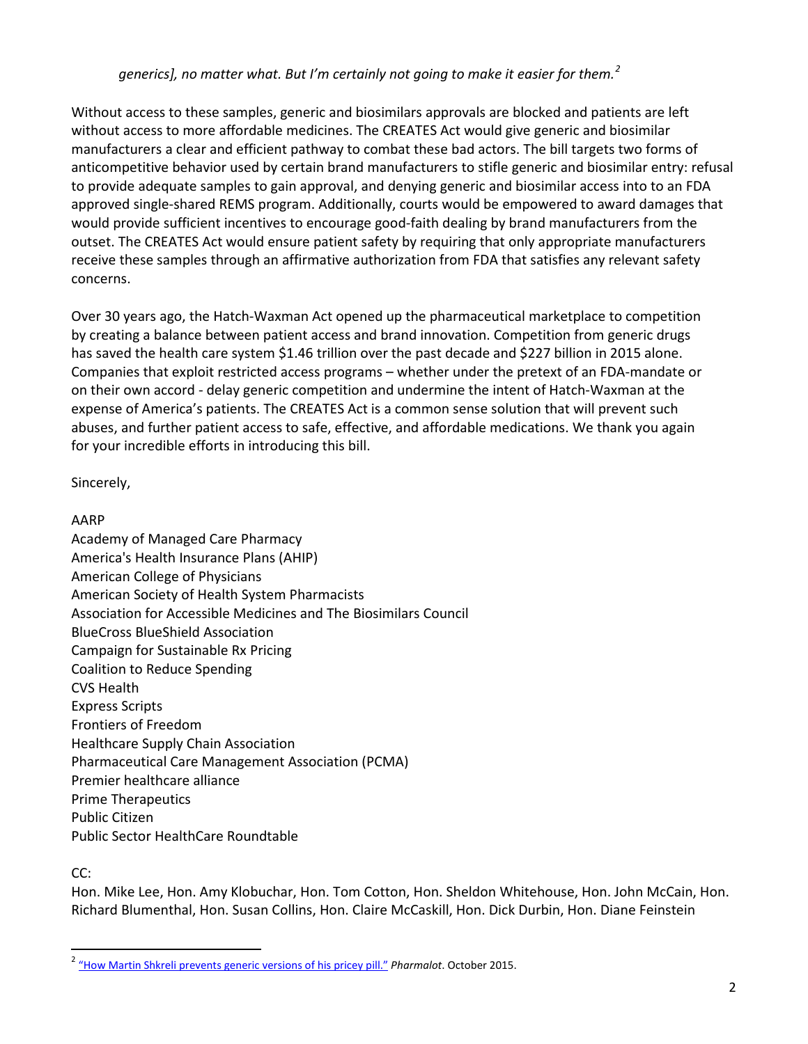*generics], no matter what. But I'm certainly not going to make it easier for them.*[2]

Without access to these samples, generic and biosimilars approvals are blocked and patients are left without access to more affordable medicines. The CREATES Act would give generic and biosimilar manufacturers a clear and efficient pathway to combat these bad actors. The bill targets two forms of anticompetitive behavior used by certain brand manufacturers to stifle generic and biosimilar entry: refusal to provide adequate samples to gain approval, and denying generic and biosimilar access into to an FDA approved single-shared REMS program. Additionally, courts would be empowered to award damages that would provide sufficient incentives to encourage good-faith dealing by brand manufacturers from the outset. The CREATES Act would ensure patient safety by requiring that only appropriate manufacturers receive these samples through an affirmative authorization from FDA that satisfies any relevant safety concerns.

Over 30 years ago, the Hatch-Waxman Act opened up the pharmaceutical marketplace to competition by creating a balance between patient access and brand innovation. Competition from generic drugs has saved the health care system $1.46 trillion over the past decade and $227 billion in 2015 alone. Companies that exploit restricted access programs – whether under the pretext of an FDA-mandate or on their own accord - delay generic competition and undermine the intent of Hatch-Waxman at the expense of America's patients. The CREATES Act is a common sense solution that will prevent such abuses, and further patient access to safe, effective, and affordable medications. We thank you again for your incredible efforts in introducing this bill.

Sincerely,

AARP
Academy of Managed Care Pharmacy
America's Health Insurance Plans (AHIP)
American College of Physicians
American Society of Health System Pharmacists
Association for Accessible Medicines and The Biosimilars Council
BlueCross BlueShield Association
Campaign for Sustainable Rx Pricing
Coalition to Reduce Spending
CVS Health
Express Scripts
Frontiers of Freedom
Healthcare Supply Chain Association
Pharmaceutical Care Management Association (PCMA)
Premier healthcare alliance
Prime Therapeutics
Public Citizen
Public Sector HealthCare Roundtable

CC:
Hon. Mike Lee, Hon. Amy Klobuchar, Hon. Tom Cotton, Hon. Sheldon Whitehouse, Hon. John McCain, Hon. Richard Blumenthal, Hon. Susan Collins, Hon. Claire McCaskill, Hon. Dick Durbin, Hon. Diane Feinstein

[2] "How Martin Shkreli prevents generic versions of his pricey pill." *Pharmalot*. October 2015.